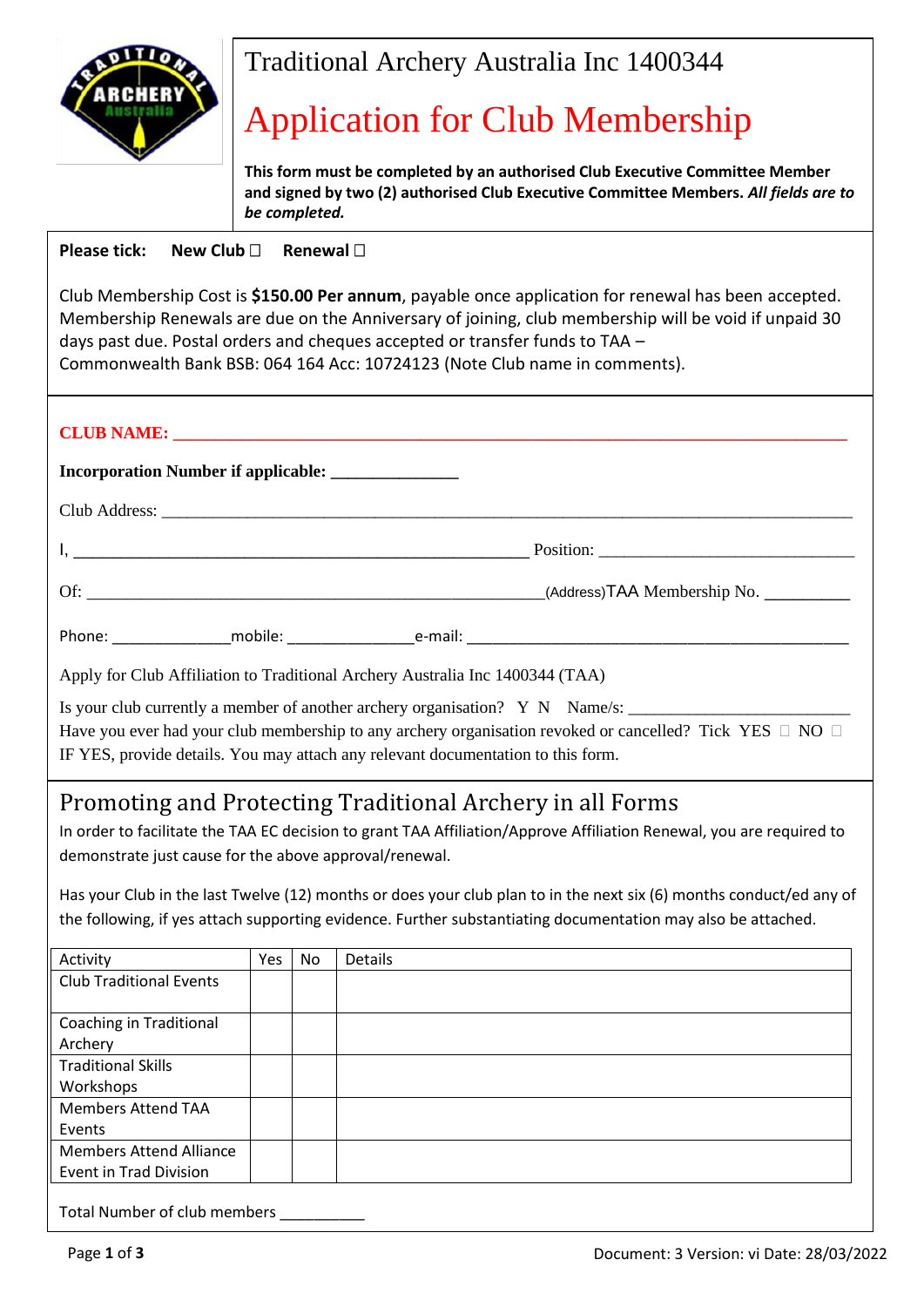# Traditional Archery Australia Inc 1400344

# Application for Club Membership

**This form must be completed by an authorised Club Executive Committee Member and signed by two (2) authorised Club Executive Committee Members.** ***All fields are to be completed.***

**Please tick:** **New Club ☐** **Renewal ☐**

Club Membership Cost is **$150.00 Per annum**, payable once application for renewal has been accepted. Membership Renewals are due on the Anniversary of joining, club membership will be void if unpaid 30 days past due. Postal orders and cheques accepted or transfer funds to TAA – Commonwealth Bank BSB: 064 164 Acc: 10724123 (Note Club name in comments).

**CLUB NAME: ______________________________________________________________________**

**Incorporation Number if applicable: ______________**

Club Address: ______________________________________________________________________

I, ____________________________________________ Position: ___________________________

Of: ____________________________________________(Address) TAA Membership No. _________

Phone: _____________ mobile: ______________ e-mail: ________________________________________

Apply for Club Affiliation to Traditional Archery Australia Inc 1400344 (TAA)

Is your club currently a member of another archery organisation? Y N Name/s: ________________________

Have you ever had your club membership to any archery organisation revoked or cancelled? Tick YES ☐ NO ☐

IF YES, provide details. You may attach any relevant documentation to this form.

## Promoting and Protecting Traditional Archery in all Forms

In order to facilitate the TAA EC decision to grant TAA Affiliation/Approve Affiliation Renewal, you are required to demonstrate just cause for the above approval/renewal.

Has your Club in the last Twelve (12) months or does your club plan to in the next six (6) months conduct/ed any of the following, if yes attach supporting evidence. Further substantiating documentation may also be attached.

| Activity | Yes | No | Details |
|---|---|---|---|
| Club Traditional Events | | | |
| Coaching in Traditional Archery | | | |
| Traditional Skills Workshops | | | |
| Members Attend TAA Events | | | |
| Members Attend Alliance Event in Trad Division | | | |

Total Number of club members __________

Document: 3 Version: vi Date: 28/03/2022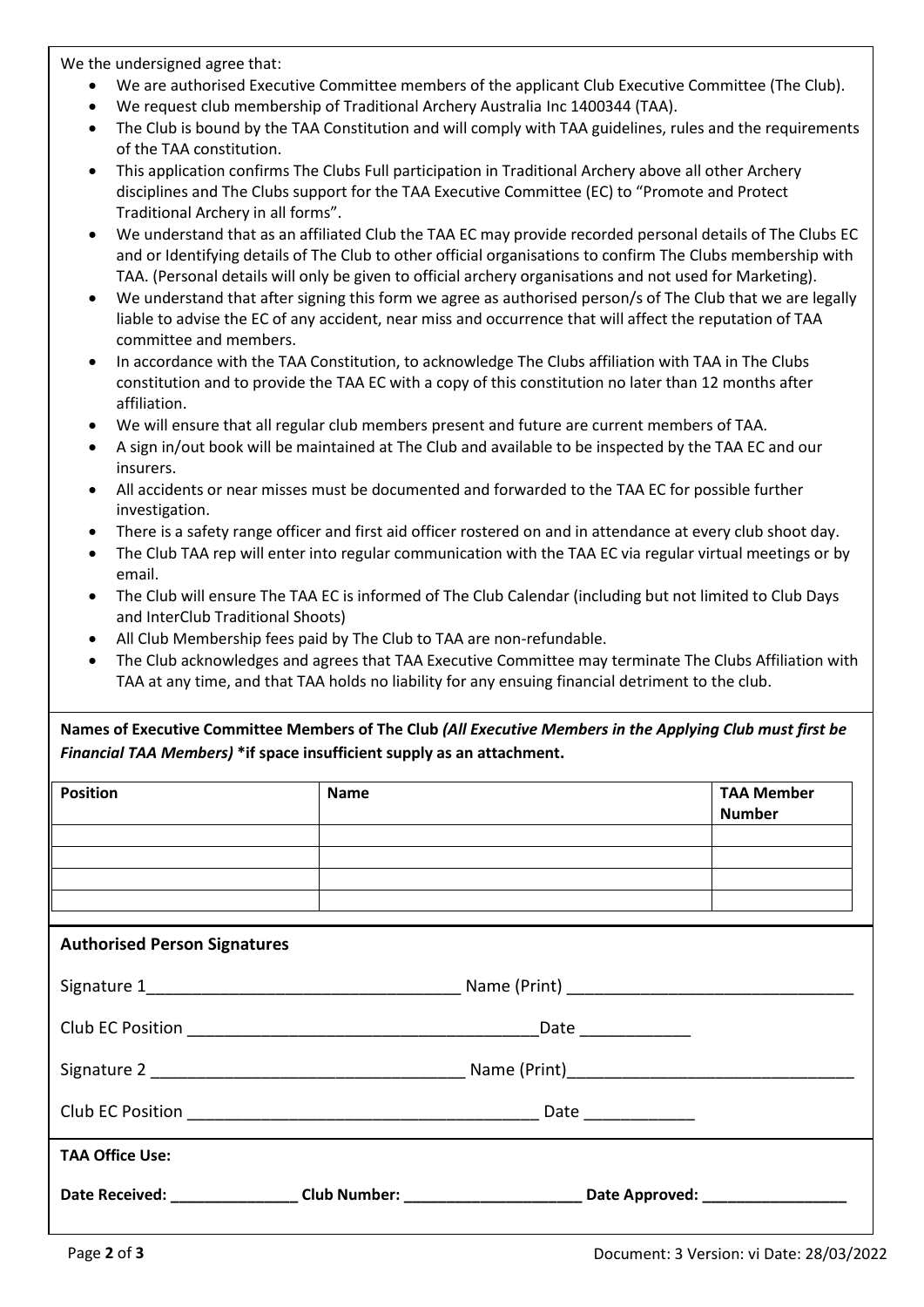We the undersigned agree that:

- We are authorised Executive Committee members of the applicant Club Executive Committee (The Club).
- We request club membership of Traditional Archery Australia Inc 1400344 (TAA).
- The Club is bound by the TAA Constitution and will comply with TAA guidelines, rules and the requirements of the TAA constitution.
- This application confirms The Clubs Full participation in Traditional Archery above all other Archery disciplines and The Clubs support for the TAA Executive Committee (EC) to "Promote and Protect Traditional Archery in all forms".
- We understand that as an affiliated Club the TAA EC may provide recorded personal details of The Clubs EC and or Identifying details of The Club to other official organisations to confirm The Clubs membership with TAA. (Personal details will only be given to official archery organisations and not used for Marketing).
- We understand that after signing this form we agree as authorised person/s of The Club that we are legally liable to advise the EC of any accident, near miss and occurrence that will affect the reputation of TAA committee and members.
- In accordance with the TAA Constitution, to acknowledge The Clubs affiliation with TAA in The Clubs constitution and to provide the TAA EC with a copy of this constitution no later than 12 months after affiliation.
- We will ensure that all regular club members present and future are current members of TAA.
- A sign in/out book will be maintained at The Club and available to be inspected by the TAA EC and our insurers.
- All accidents or near misses must be documented and forwarded to the TAA EC for possible further investigation.
- There is a safety range officer and first aid officer rostered on and in attendance at every club shoot day.
- The Club TAA rep will enter into regular communication with the TAA EC via regular virtual meetings or by email.
- The Club will ensure The TAA EC is informed of The Club Calendar (including but not limited to Club Days and InterClub Traditional Shoots)
- All Club Membership fees paid by The Club to TAA are non-refundable.
- The Club acknowledges and agrees that TAA Executive Committee may terminate The Clubs Affiliation with TAA at any time, and that TAA holds no liability for any ensuing financial detriment to the club.

**Names of Executive Committee Members of The Club *(All Executive Members in the Applying Club must first be Financial TAA Members)* \*if space insufficient supply as an attachment.**

| Position | Name | TAA Member Number |
|---|---|---|
| | | |
| | | |
| | | |
| | | |

**Authorised Person Signatures**

Signature 1__________________________________ Name (Print) ______________________________

Club EC Position ______________________________________Date ____________

Signature 2 __________________________________ Name (Print)______________________________

Club EC Position ______________________________________ Date ____________

**TAA Office Use:**

**Date Received: _______________ Club Number: _____________________ Date Approved: _________________**

Document: 3 Version: vi Date: 28/03/2022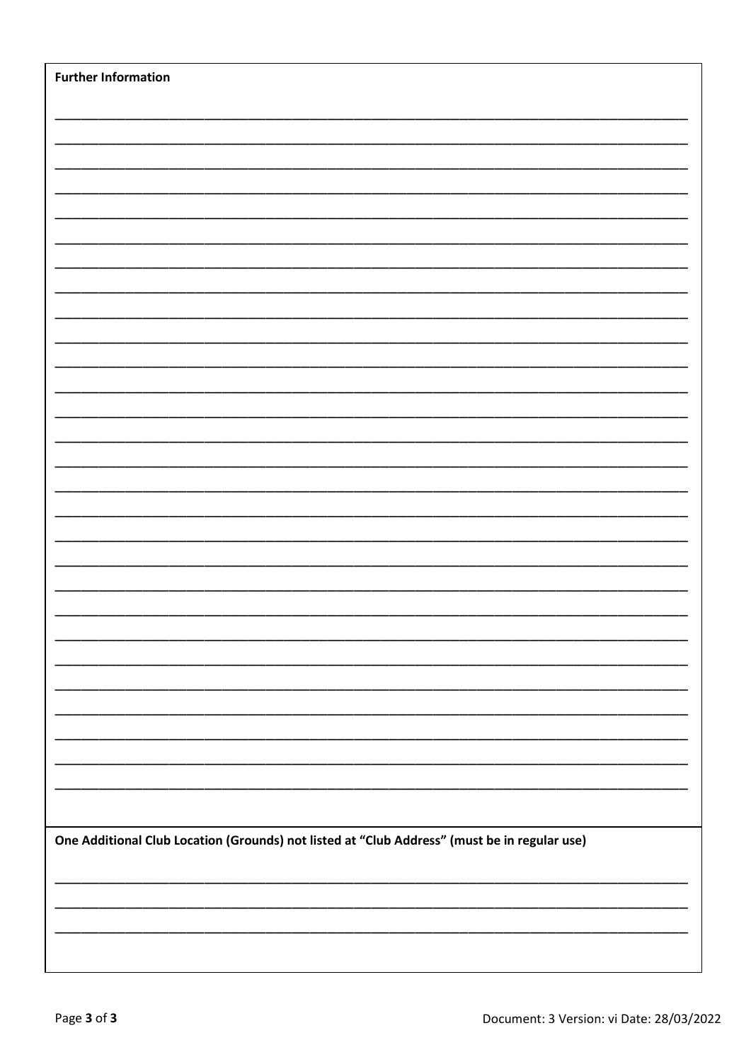**Further Information**

______________________________________________________________________________

______________________________________________________________________________

______________________________________________________________________________

______________________________________________________________________________

______________________________________________________________________________

______________________________________________________________________________

______________________________________________________________________________

______________________________________________________________________________

______________________________________________________________________________

______________________________________________________________________________

______________________________________________________________________________

______________________________________________________________________________

______________________________________________________________________________

______________________________________________________________________________

______________________________________________________________________________

______________________________________________________________________________

______________________________________________________________________________

______________________________________________________________________________

______________________________________________________________________________

______________________________________________________________________________

______________________________________________________________________________

______________________________________________________________________________

______________________________________________________________________________

______________________________________________________________________________

______________________________________________________________________________

______________________________________________________________________________

______________________________________________________________________________

______________________________________________________________________________

**One Additional Club Location (Grounds) not listed at "Club Address" (must be in regular use)**

______________________________________________________________________________

______________________________________________________________________________

______________________________________________________________________________

Document: 3 Version: vi Date: 28/03/2022